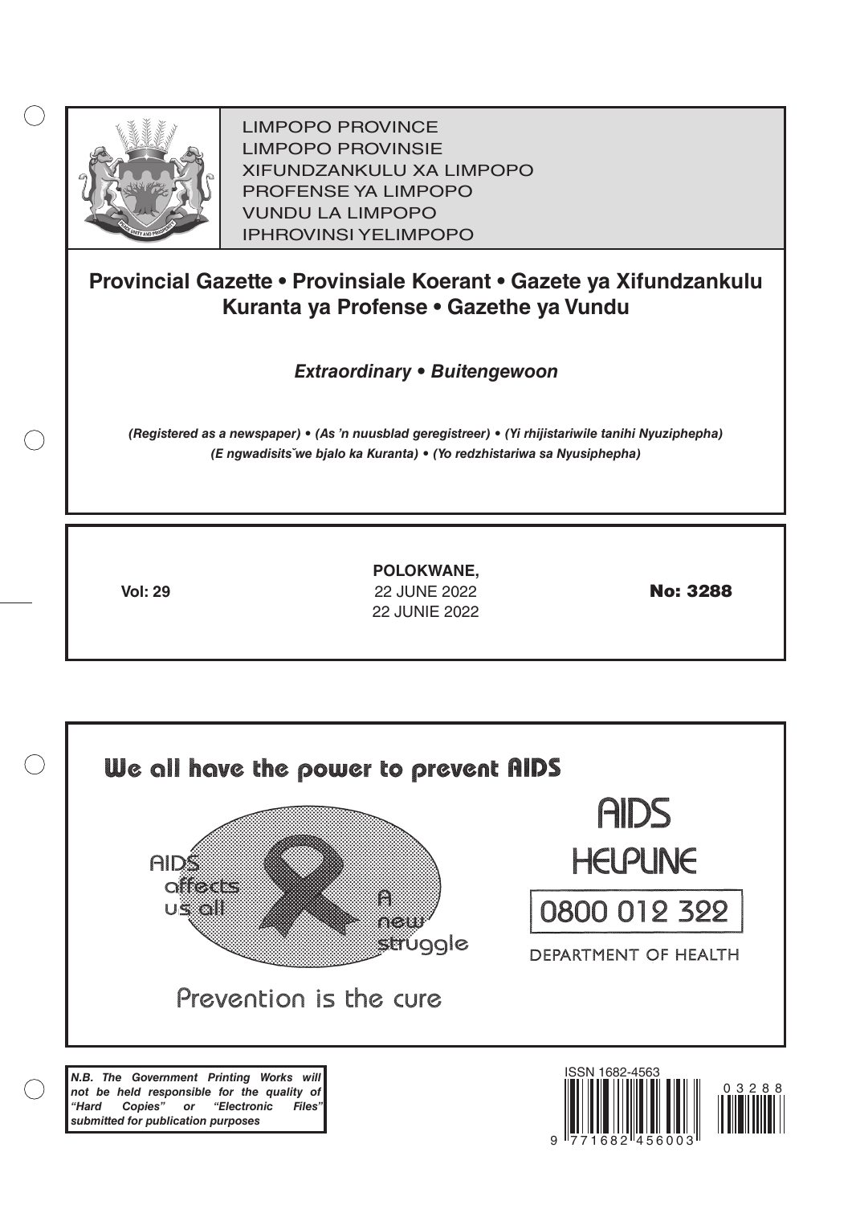LIMPOPO PROVINCE
LIMPOPO PROVINSIE
XIFUNDZANKULU XA LIMPOPO
PROFENSE YA LIMPOPO
VUNDU LA LIMPOPO
IPHROVINSI YELIMPOPO

# Provincial Gazette • Provinsiale Koerant • Gazete ya Xifundzankulu Kuranta ya Profense • Gazethe ya Vundu

***Extraordinary • Buitengewoon***

***(Registered as a newspaper) • (As 'n nuusblad geregistreer) • (Yi rhijistariwile tanihi Nyuziphepha) (E ngwadisitšwe bjalo ka Kuranta) • (Yo redzhistariwa sa Nyusiphepha)***

**Vol: 29**

**POLOKWANE,**
22 JUNE 2022
22 JUNIE 2022

**No: 3288**

**We all have the power to prevent AIDS**

AIDS affects us all

A new struggle

Prevention is the cure

AIDS HELPLINE

0800 012 322

DEPARTMENT OF HEALTH

***N.B. The Government Printing Works will not be held responsible for the quality of "Hard Copies" or "Electronic Files" submitted for publication purposes***

ISSN 1682-4563

9 771682 456003

0 3 2 8 8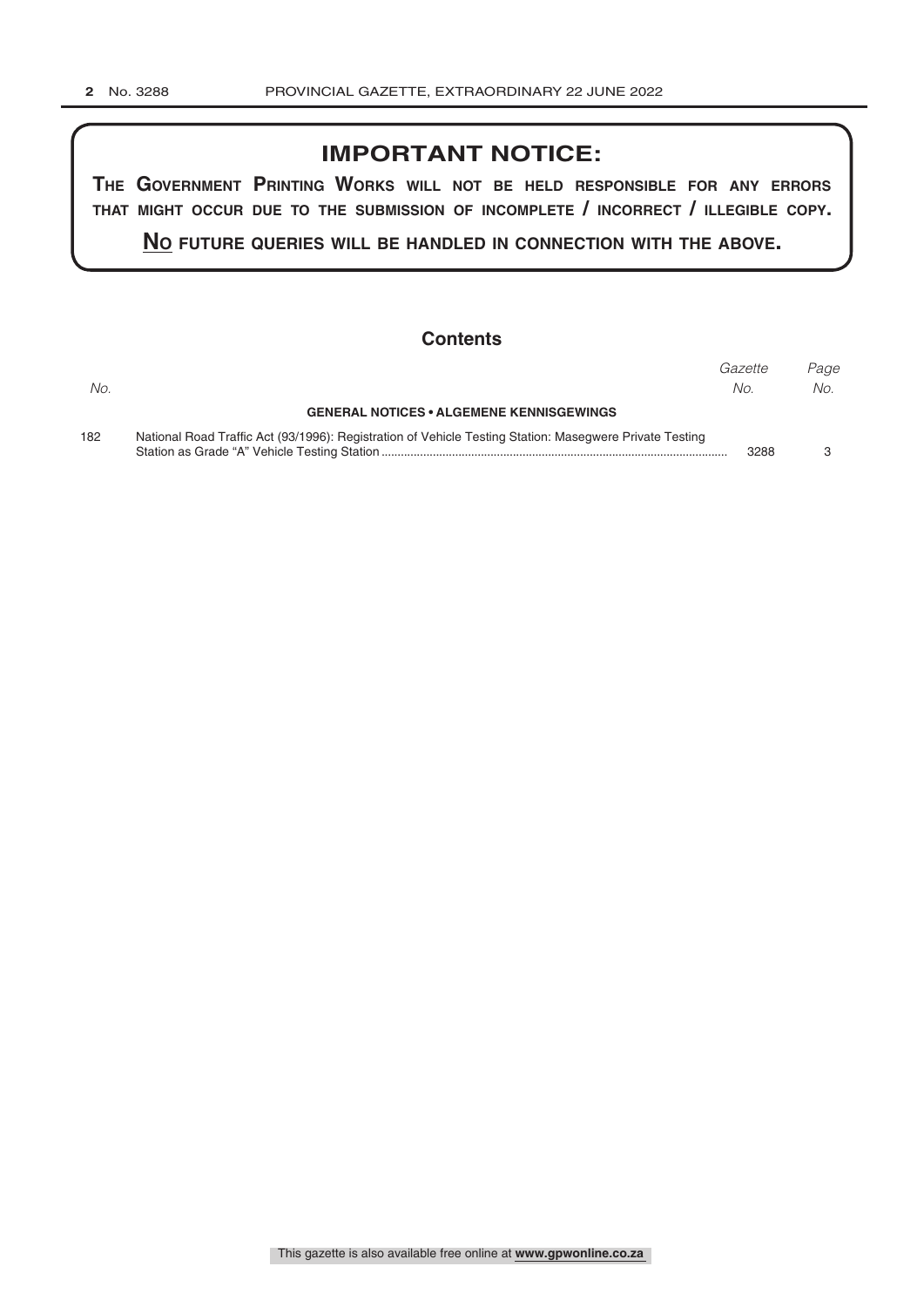## IMPORTANT NOTICE:

**THE GOVERNMENT PRINTING WORKS WILL NOT BE HELD RESPONSIBLE FOR ANY ERRORS THAT MIGHT OCCUR DUE TO THE SUBMISSION OF INCOMPLETE / INCORRECT / ILLEGIBLE COPY.**

**NO FUTURE QUERIES WILL BE HANDLED IN CONNECTION WITH THE ABOVE.**

## Contents

| *No.* | | *Gazette No.* | *Page No.* |
|---|---|---|---|
| | **GENERAL NOTICES • ALGEMENE KENNISGEWINGS** | | |
| 182 | National Road Traffic Act (93/1996): Registration of Vehicle Testing Station: Masegwere Private Testing Station as Grade "A" Vehicle Testing Station | 3288 | 3 |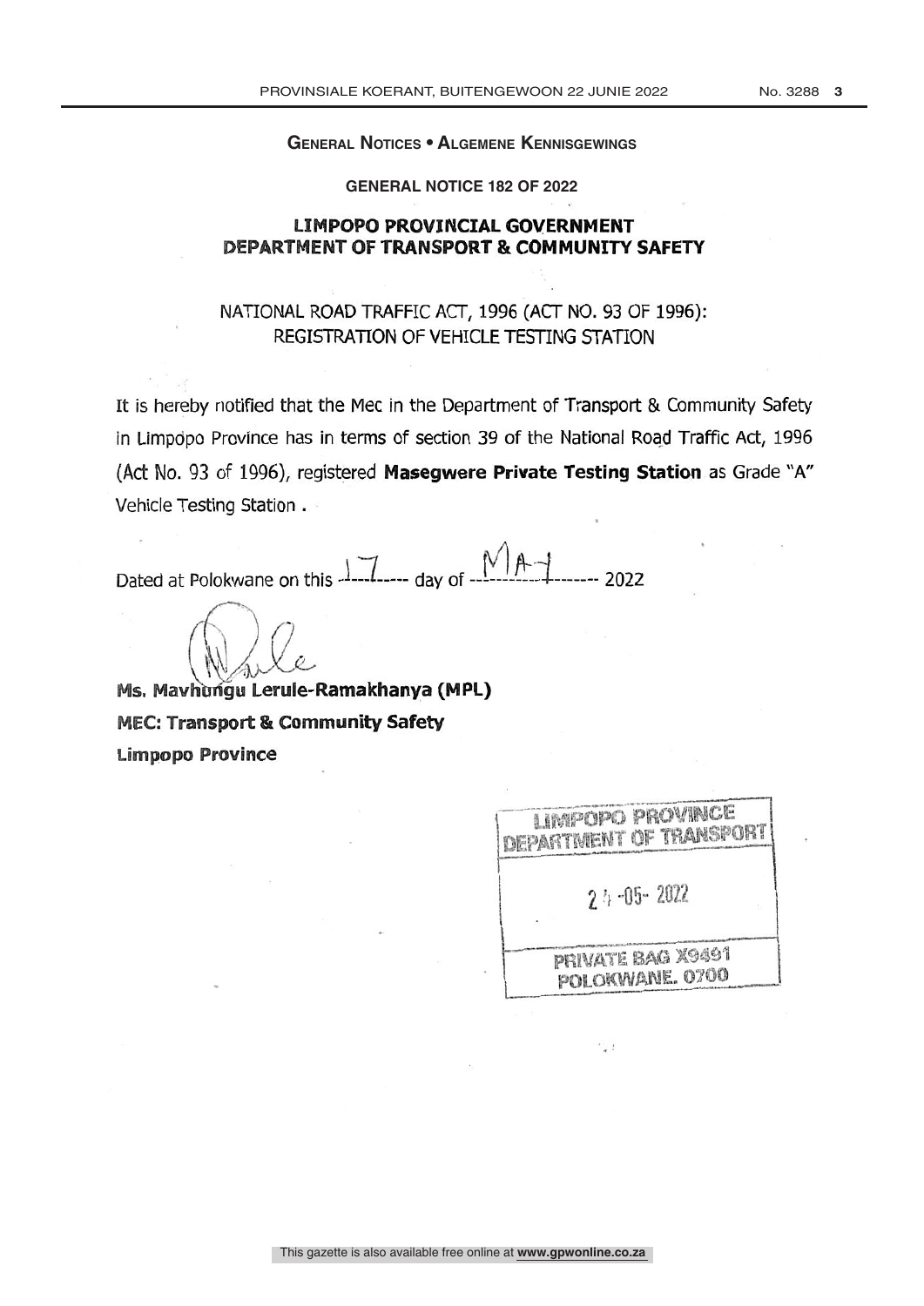**General Notices • Algemene Kennisgewings**

**GENERAL NOTICE 182 OF 2022**

## LIMPOPO PROVINCIAL GOVERNMENT
## DEPARTMENT OF TRANSPORT & COMMUNITY SAFETY

NATIONAL ROAD TRAFFIC ACT, 1996 (ACT NO. 93 OF 1996):
REGISTRATION OF VEHICLE TESTING STATION

It is hereby notified that the Mec in the Department of Transport & Community Safety in Limpopo Province has in terms of section 39 of the National Road Traffic Act, 1996 (Act No. 93 of 1996), registered **Masegwere Private Testing Station** as Grade "A" Vehicle Testing Station .

Dated at Polokwane on this 17 day of MAY 2022

**Ms. Mavhungu Lerule-Ramakhanya (MPL)**
**MEC: Transport & Community Safety**
**Limpopo Province**

LIMPOPO PROVINCE
DEPARTMENT OF TRANSPORT
24 -05- 2022
PRIVATE BAG X9491
POLOKWANE. 0700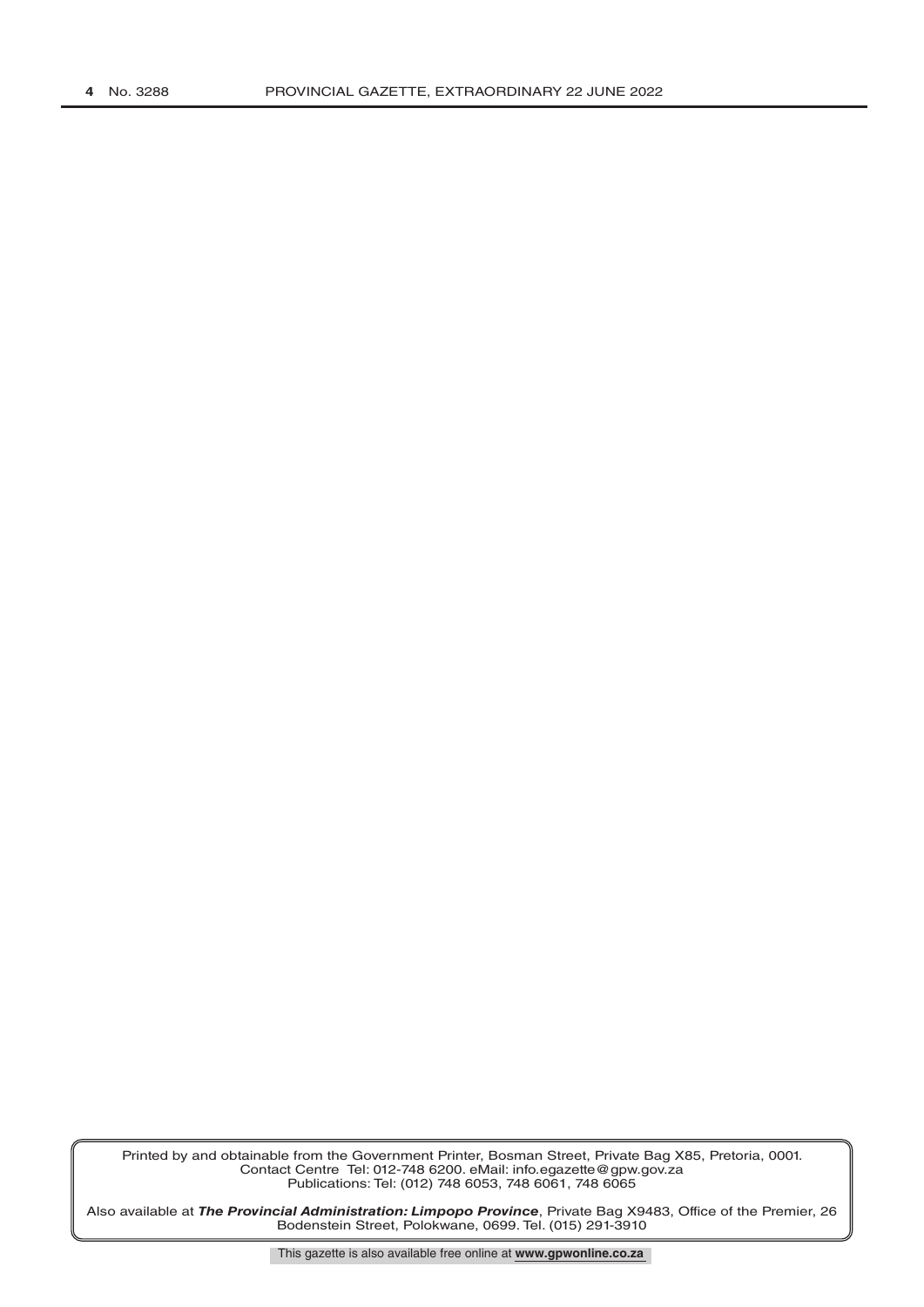Printed by and obtainable from the Government Printer, Bosman Street, Private Bag X85, Pretoria, 0001.
Contact Centre Tel: 012-748 6200. eMail: info.egazette@gpw.gov.za
Publications: Tel: (012) 748 6053, 748 6061, 748 6065

Also available at ***The Provincial Administration: Limpopo Province***, Private Bag X9483, Office of the Premier, 26 Bodenstein Street, Polokwane, 0699. Tel. (015) 291-3910